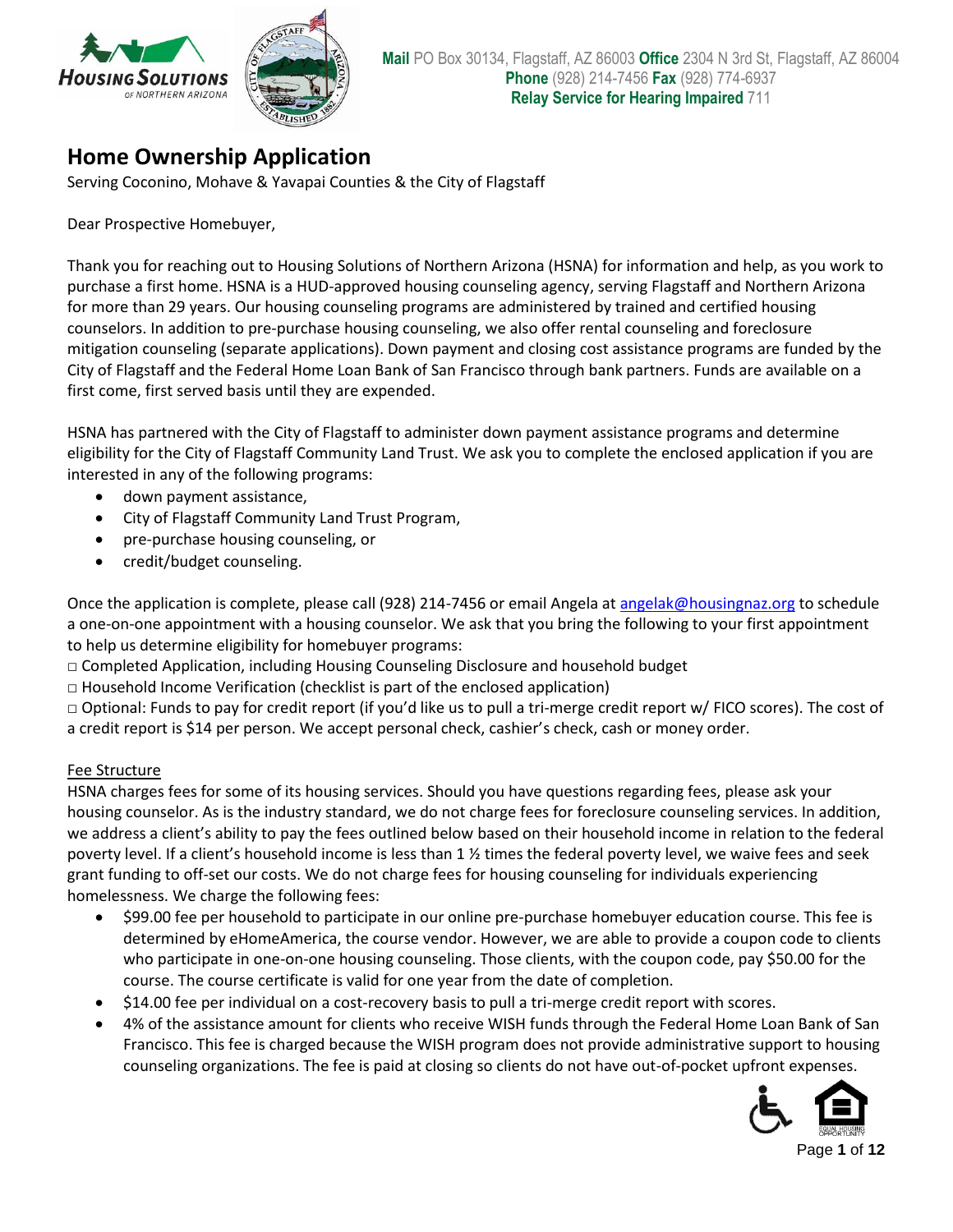**Mail** PO Box 30134, Flagstaff, AZ 86003 **Office** 2304 N 3rd St, Flagstaff, AZ 86004
**Phone** (928) 214-7456 **Fax** (928) 774-6937
**Relay Service for Hearing Impaired** 711

# Home Ownership Application

Serving Coconino, Mohave & Yavapai Counties & the City of Flagstaff

Dear Prospective Homebuyer,

Thank you for reaching out to Housing Solutions of Northern Arizona (HSNA) for information and help, as you work to purchase a first home. HSNA is a HUD-approved housing counseling agency, serving Flagstaff and Northern Arizona for more than 29 years. Our housing counseling programs are administered by trained and certified housing counselors. In addition to pre-purchase housing counseling, we also offer rental counseling and foreclosure mitigation counseling (separate applications). Down payment and closing cost assistance programs are funded by the City of Flagstaff and the Federal Home Loan Bank of San Francisco through bank partners. Funds are available on a first come, first served basis until they are expended.

HSNA has partnered with the City of Flagstaff to administer down payment assistance programs and determine eligibility for the City of Flagstaff Community Land Trust. We ask you to complete the enclosed application if you are interested in any of the following programs:

- down payment assistance,
- City of Flagstaff Community Land Trust Program,
- pre-purchase housing counseling, or
- credit/budget counseling.

Once the application is complete, please call (928) 214-7456 or email Angela at angelak@housingnaz.org to schedule a one-on-one appointment with a housing counselor. We ask that you bring the following to your first appointment to help us determine eligibility for homebuyer programs:

□ Completed Application, including Housing Counseling Disclosure and household budget
□ Household Income Verification (checklist is part of the enclosed application)
□ Optional: Funds to pay for credit report (if you'd like us to pull a tri-merge credit report w/ FICO scores). The cost of a credit report is $14 per person. We accept personal check, cashier's check, cash or money order.

Fee Structure

HSNA charges fees for some of its housing services. Should you have questions regarding fees, please ask your housing counselor. As is the industry standard, we do not charge fees for foreclosure counseling services. In addition, we address a client's ability to pay the fees outlined below based on their household income in relation to the federal poverty level. If a client's household income is less than 1 ½ times the federal poverty level, we waive fees and seek grant funding to off-set our costs. We do not charge fees for housing counseling for individuals experiencing homelessness. We charge the following fees:

- $99.00 fee per household to participate in our online pre-purchase homebuyer education course. This fee is determined by eHomeAmerica, the course vendor. However, we are able to provide a coupon code to clients who participate in one-on-one housing counseling. Those clients, with the coupon code, pay $50.00 for the course. The course certificate is valid for one year from the date of completion.
- $14.00 fee per individual on a cost-recovery basis to pull a tri-merge credit report with scores.
- 4% of the assistance amount for clients who receive WISH funds through the Federal Home Loan Bank of San Francisco. This fee is charged because the WISH program does not provide administrative support to housing counseling organizations. The fee is paid at closing so clients do not have out-of-pocket upfront expenses.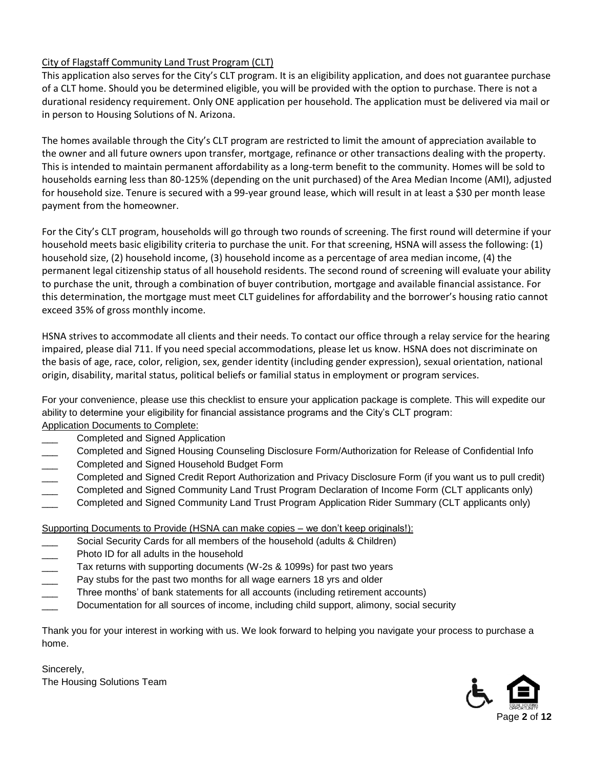City of Flagstaff Community Land Trust Program (CLT)

This application also serves for the City's CLT program. It is an eligibility application, and does not guarantee purchase of a CLT home. Should you be determined eligible, you will be provided with the option to purchase. There is not a durational residency requirement. Only ONE application per household. The application must be delivered via mail or in person to Housing Solutions of N. Arizona.

The homes available through the City's CLT program are restricted to limit the amount of appreciation available to the owner and all future owners upon transfer, mortgage, refinance or other transactions dealing with the property. This is intended to maintain permanent affordability as a long-term benefit to the community. Homes will be sold to households earning less than 80-125% (depending on the unit purchased) of the Area Median Income (AMI), adjusted for household size. Tenure is secured with a 99-year ground lease, which will result in at least a $30 per month lease payment from the homeowner.

For the City's CLT program, households will go through two rounds of screening. The first round will determine if your household meets basic eligibility criteria to purchase the unit. For that screening, HSNA will assess the following: (1) household size, (2) household income, (3) household income as a percentage of area median income, (4) the permanent legal citizenship status of all household residents. The second round of screening will evaluate your ability to purchase the unit, through a combination of buyer contribution, mortgage and available financial assistance. For this determination, the mortgage must meet CLT guidelines for affordability and the borrower's housing ratio cannot exceed 35% of gross monthly income.

HSNA strives to accommodate all clients and their needs. To contact our office through a relay service for the hearing impaired, please dial 711. If you need special accommodations, please let us know. HSNA does not discriminate on the basis of age, race, color, religion, sex, gender identity (including gender expression), sexual orientation, national origin, disability, marital status, political beliefs or familial status in employment or program services.

For your convenience, please use this checklist to ensure your application package is complete. This will expedite our ability to determine your eligibility for financial assistance programs and the City's CLT program:

Application Documents to Complete:

___ Completed and Signed Application
___ Completed and Signed Housing Counseling Disclosure Form/Authorization for Release of Confidential Info
___ Completed and Signed Household Budget Form
___ Completed and Signed Credit Report Authorization and Privacy Disclosure Form (if you want us to pull credit)
___ Completed and Signed Community Land Trust Program Declaration of Income Form (CLT applicants only)
___ Completed and Signed Community Land Trust Program Application Rider Summary (CLT applicants only)

Supporting Documents to Provide (HSNA can make copies – we don't keep originals!):

___ Social Security Cards for all members of the household (adults & Children)
___ Photo ID for all adults in the household
___ Tax returns with supporting documents (W-2s & 1099s) for past two years
___ Pay stubs for the past two months for all wage earners 18 yrs and older
___ Three months' of bank statements for all accounts (including retirement accounts)
___ Documentation for all sources of income, including child support, alimony, social security

Thank you for your interest in working with us. We look forward to helping you navigate your process to purchase a home.

Sincerely,
The Housing Solutions Team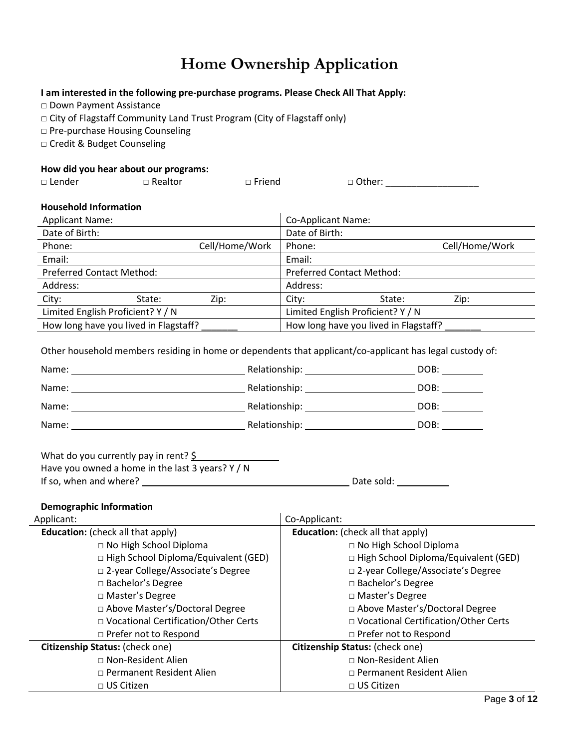# Home Ownership Application

**I am interested in the following pre-purchase programs. Please Check All That Apply:**

□ Down Payment Assistance
□ City of Flagstaff Community Land Trust Program (City of Flagstaff only)
□ Pre-purchase Housing Counseling
□ Credit & Budget Counseling

**How did you hear about our programs:**

□ Lender □ Realtor □ Friend □ Other: __________________

**Household Information**

| Applicant | Co-Applicant |
|---|---|
| Applicant Name: | Co-Applicant Name: |
| Date of Birth: | Date of Birth: |
| Phone: Cell/Home/Work | Phone: Cell/Home/Work |
| Email: | Email: |
| Preferred Contact Method: | Preferred Contact Method: |
| Address: | Address: |
| City: State: Zip: | City: State: Zip: |
| Limited English Proficient? Y / N | Limited English Proficient? Y / N |
| How long have you lived in Flagstaff? _______ | How long have you lived in Flagstaff? _______ |

Other household members residing in home or dependents that applicant/co-applicant has legal custody of:

Name: ________________________ Relationship: ________________ DOB: ________

Name: ________________________ Relationship: ________________ DOB: ________

Name: ________________________ Relationship: ________________ DOB: ________

Name: ________________________ Relationship: ________________ DOB: ________

What do you currently pay in rent? $______________
Have you owned a home in the last 3 years? Y / N
If so, when and where? ________________________________ Date sold: __________

**Demographic Information**

| Applicant: | Co-Applicant: |
|---|---|
| **Education:** (check all that apply) | **Education:** (check all that apply) |
| □ No High School Diploma | □ No High School Diploma |
| □ High School Diploma/Equivalent (GED) | □ High School Diploma/Equivalent (GED) |
| □ 2-year College/Associate's Degree | □ 2-year College/Associate's Degree |
| □ Bachelor's Degree | □ Bachelor's Degree |
| □ Master's Degree | □ Master's Degree |
| □ Above Master's/Doctoral Degree | □ Above Master's/Doctoral Degree |
| □ Vocational Certification/Other Certs | □ Vocational Certification/Other Certs |
| □ Prefer not to Respond | □ Prefer not to Respond |
| **Citizenship Status:** (check one) | **Citizenship Status:** (check one) |
| □ Non-Resident Alien | □ Non-Resident Alien |
| □ Permanent Resident Alien | □ Permanent Resident Alien |
| □ US Citizen | □ US Citizen |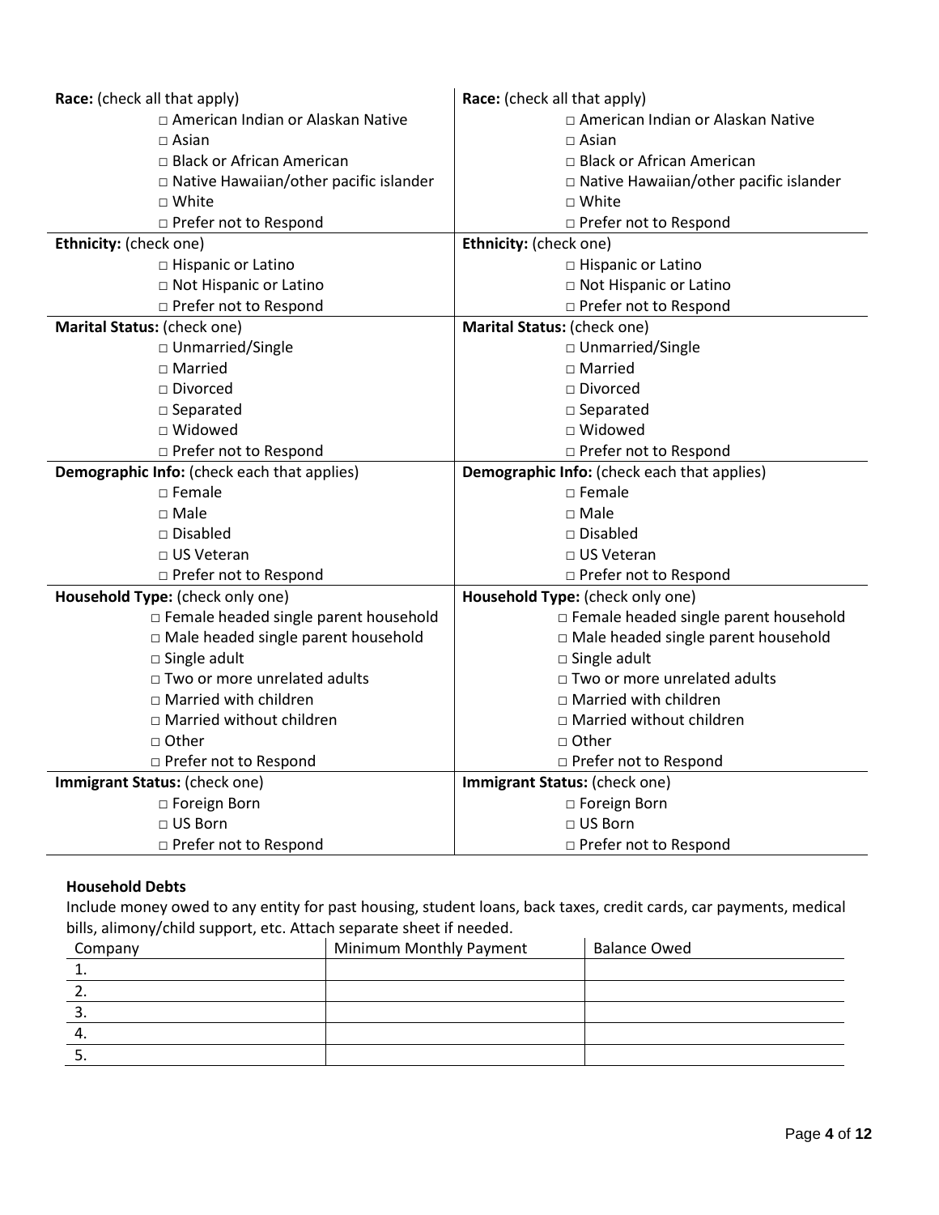| **Race:** (check all that apply) | **Race:** (check all that apply) |
| --- | --- |
| □ American Indian or Alaskan Native<br>□ Asian<br>□ Black or African American<br>□ Native Hawaiian/other pacific islander<br>□ White<br>□ Prefer not to Respond | □ American Indian or Alaskan Native<br>□ Asian<br>□ Black or African American<br>□ Native Hawaiian/other pacific islander<br>□ White<br>□ Prefer not to Respond |
| **Ethnicity:** (check one) | **Ethnicity:** (check one) |
| □ Hispanic or Latino<br>□ Not Hispanic or Latino<br>□ Prefer not to Respond | □ Hispanic or Latino<br>□ Not Hispanic or Latino<br>□ Prefer not to Respond |
| **Marital Status:** (check one) | **Marital Status:** (check one) |
| □ Unmarried/Single<br>□ Married<br>□ Divorced<br>□ Separated<br>□ Widowed<br>□ Prefer not to Respond | □ Unmarried/Single<br>□ Married<br>□ Divorced<br>□ Separated<br>□ Widowed<br>□ Prefer not to Respond |
| **Demographic Info:** (check each that applies) | **Demographic Info:** (check each that applies) |
| □ Female<br>□ Male<br>□ Disabled<br>□ US Veteran<br>□ Prefer not to Respond | □ Female<br>□ Male<br>□ Disabled<br>□ US Veteran<br>□ Prefer not to Respond |
| **Household Type:** (check only one) | **Household Type:** (check only one) |
| □ Female headed single parent household<br>□ Male headed single parent household<br>□ Single adult<br>□ Two or more unrelated adults<br>□ Married with children<br>□ Married without children<br>□ Other<br>□ Prefer not to Respond | □ Female headed single parent household<br>□ Male headed single parent household<br>□ Single adult<br>□ Two or more unrelated adults<br>□ Married with children<br>□ Married without children<br>□ Other<br>□ Prefer not to Respond |
| **Immigrant Status:** (check one) | **Immigrant Status:** (check one) |
| □ Foreign Born<br>□ US Born<br>□ Prefer not to Respond | □ Foreign Born<br>□ US Born<br>□ Prefer not to Respond |

**Household Debts**

Include money owed to any entity for past housing, student loans, back taxes, credit cards, car payments, medical bills, alimony/child support, etc. Attach separate sheet if needed.

| Company | Minimum Monthly Payment | Balance Owed |
| --- | --- | --- |
| 1. | | |
| 2. | | |
| 3. | | |
| 4. | | |
| 5. | | |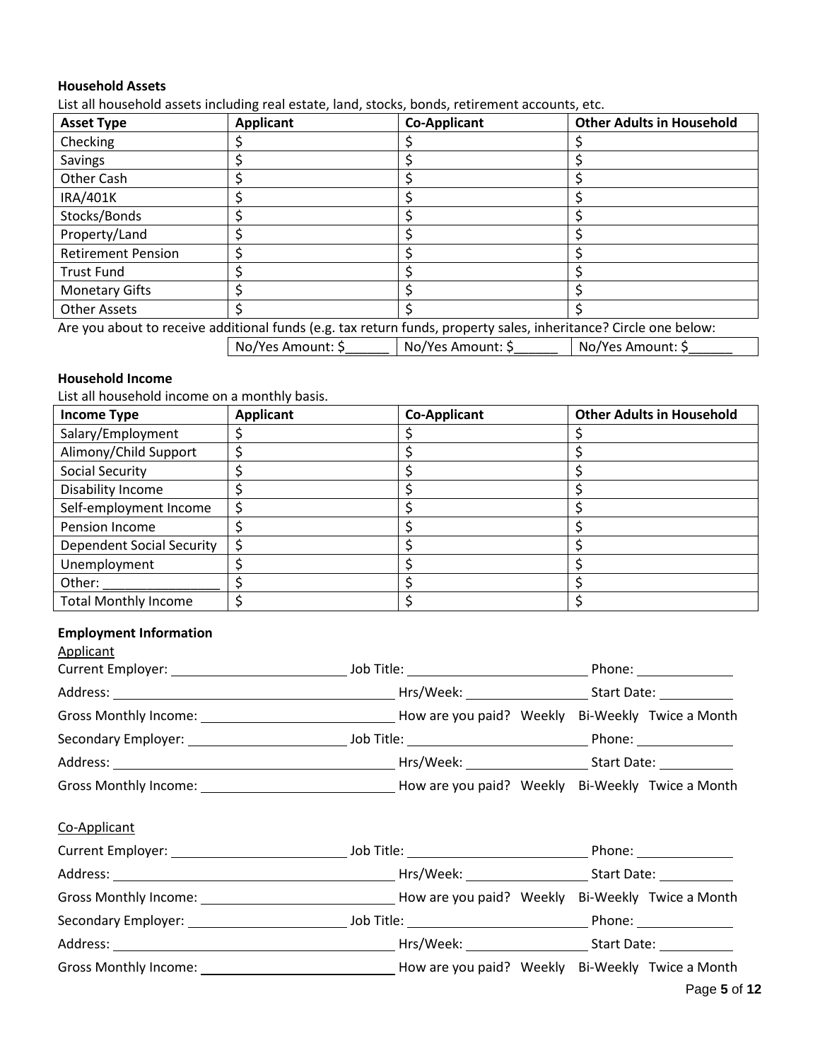### Household Assets

List all household assets including real estate, land, stocks, bonds, retirement accounts, etc.

| Asset Type | Applicant | Co-Applicant | Other Adults in Household |
|---|---|---|---|
| Checking | $ | $ | $ |
| Savings | $ | $ | $ |
| Other Cash | $ | $ | $ |
| IRA/401K | $ | $ | $ |
| Stocks/Bonds | $ | $ | $ |
| Property/Land | $ | $ | $ |
| Retirement Pension | $ | $ | $ |
| Trust Fund | $ | $ | $ |
| Monetary Gifts | $ | $ | $ |
| Other Assets | $ | $ | $ |

Are you about to receive additional funds (e.g. tax return funds, property sales, inheritance? Circle one below:

| | Applicant | Co-Applicant | Other Adults in Household |
|---|---|---|---|
| | No/Yes Amount: $______ | No/Yes Amount: $______ | No/Yes Amount: $______ |

### Household Income

List all household income on a monthly basis.

| Income Type | Applicant | Co-Applicant | Other Adults in Household |
|---|---|---|---|
| Salary/Employment | $ | $ | $ |
| Alimony/Child Support | $ | $ | $ |
| Social Security | $ | $ | $ |
| Disability Income | $ | $ | $ |
| Self-employment Income | $ | $ | $ |
| Pension Income | $ | $ | $ |
| Dependent Social Security | $ | $ | $ |
| Unemployment | $ | $ | $ |
| Other: ________________ | $ | $ | $ |
| Total Monthly Income | $ | $ | $ |

### Employment Information

Applicant

Current Employer: ________________________ Job Title: __________________________ Phone: ______________

Address: ________________________________________ Hrs/Week: _________________ Start Date: ___________

Gross Monthly Income: ___________________________ How are you paid? Weekly Bi-Weekly Twice a Month

Secondary Employer: ______________________ Job Title: __________________________ Phone: ______________

Address: ________________________________________ Hrs/Week: _________________ Start Date: ___________

Gross Monthly Income: ___________________________ How are you paid? Weekly Bi-Weekly Twice a Month

Co-Applicant

Current Employer: ________________________ Job Title: __________________________ Phone: ______________

Address: ________________________________________ Hrs/Week: _________________ Start Date: ___________

Gross Monthly Income: ___________________________ How are you paid? Weekly Bi-Weekly Twice a Month

Secondary Employer: ______________________ Job Title: __________________________ Phone: ______________

Address: ________________________________________ Hrs/Week: _________________ Start Date: ___________

Gross Monthly Income: ___________________________ How are you paid? Weekly Bi-Weekly Twice a Month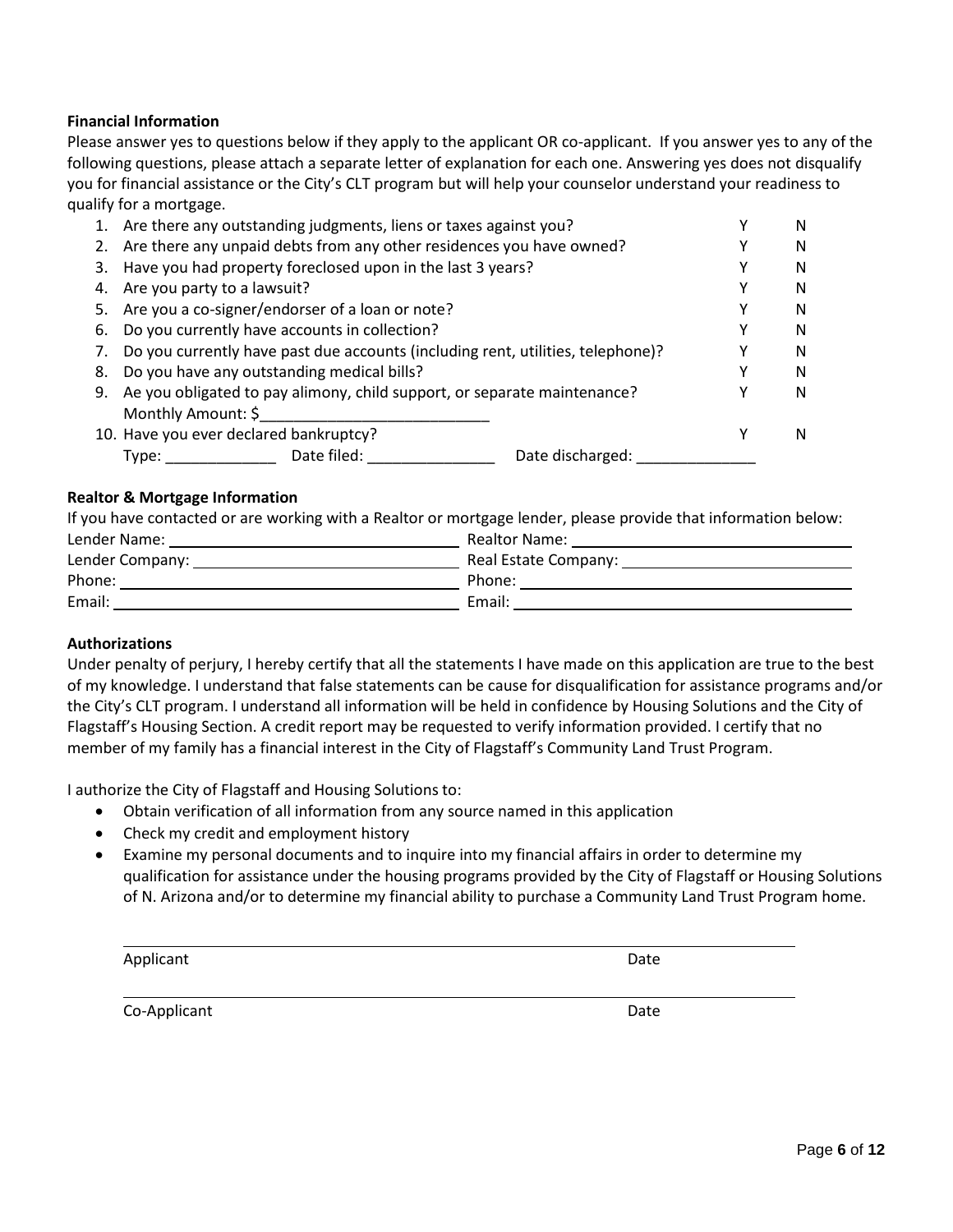**Financial Information**

Please answer yes to questions below if they apply to the applicant OR co-applicant. If you answer yes to any of the following questions, please attach a separate letter of explanation for each one. Answering yes does not disqualify you for financial assistance or the City's CLT program but will help your counselor understand your readiness to qualify for a mortgage.

| | Question | | |
|---|---|---|---|
| 1. | Are there any outstanding judgments, liens or taxes against you? | Y | N |
| 2. | Are there any unpaid debts from any other residences you have owned? | Y | N |
| 3. | Have you had property foreclosed upon in the last 3 years? | Y | N |
| 4. | Are you party to a lawsuit? | Y | N |
| 5. | Are you a co-signer/endorser of a loan or note? | Y | N |
| 6. | Do you currently have accounts in collection? | Y | N |
| 7. | Do you currently have past due accounts (including rent, utilities, telephone)? | Y | N |
| 8. | Do you have any outstanding medical bills? | Y | N |
| 9. | Ae you obligated to pay alimony, child support, or separate maintenance? Monthly Amount: $\_\_\_\_\_\_\_\_\_\_\_\_\_\_\_\_\_\_\_\_\_\_\_\_\_\_\_ | Y | N |
| 10. | Have you ever declared bankruptcy? Type: \_\_\_\_\_\_\_\_\_\_\_\_\_ Date filed: \_\_\_\_\_\_\_\_\_\_\_\_\_\_\_ Date discharged: \_\_\_\_\_\_\_\_\_\_\_\_\_\_ | Y | N |

**Realtor & Mortgage Information**

If you have contacted or are working with a Realtor or mortgage lender, please provide that information below:

Lender Name: \_\_\_\_\_\_\_\_\_\_\_\_\_\_\_\_\_\_\_\_\_\_\_\_\_\_\_\_ Realtor Name: \_\_\_\_\_\_\_\_\_\_\_\_\_\_\_\_\_\_\_\_\_\_\_\_\_\_\_\_

Lender Company: \_\_\_\_\_\_\_\_\_\_\_\_\_\_\_\_\_\_\_\_\_\_\_\_\_\_\_\_ Real Estate Company: \_\_\_\_\_\_\_\_\_\_\_\_\_\_\_\_\_\_\_\_\_\_\_\_\_\_\_\_

Phone: \_\_\_\_\_\_\_\_\_\_\_\_\_\_\_\_\_\_\_\_\_\_\_\_\_\_\_\_ Phone: \_\_\_\_\_\_\_\_\_\_\_\_\_\_\_\_\_\_\_\_\_\_\_\_\_\_\_\_

Email: \_\_\_\_\_\_\_\_\_\_\_\_\_\_\_\_\_\_\_\_\_\_\_\_\_\_\_\_ Email: \_\_\_\_\_\_\_\_\_\_\_\_\_\_\_\_\_\_\_\_\_\_\_\_\_\_\_\_

**Authorizations**

Under penalty of perjury, I hereby certify that all the statements I have made on this application are true to the best of my knowledge. I understand that false statements can be cause for disqualification for assistance programs and/or the City's CLT program. I understand all information will be held in confidence by Housing Solutions and the City of Flagstaff's Housing Section. A credit report may be requested to verify information provided. I certify that no member of my family has a financial interest in the City of Flagstaff's Community Land Trust Program.

I authorize the City of Flagstaff and Housing Solutions to:

- Obtain verification of all information from any source named in this application
- Check my credit and employment history
- Examine my personal documents and to inquire into my financial affairs in order to determine my qualification for assistance under the housing programs provided by the City of Flagstaff or Housing Solutions of N. Arizona and/or to determine my financial ability to purchase a Community Land Trust Program home.

\_\_\_\_\_\_\_\_\_\_\_\_\_\_\_\_\_\_\_\_\_\_\_\_\_\_\_\_\_\_\_\_\_\_\_\_\_\_\_\_\_\_\_\_\_\_\_\_\_\_\_\_\_\_\_\_\_\_

Applicant Date

\_\_\_\_\_\_\_\_\_\_\_\_\_\_\_\_\_\_\_\_\_\_\_\_\_\_\_\_\_\_\_\_\_\_\_\_\_\_\_\_\_\_\_\_\_\_\_\_\_\_\_\_\_\_\_\_\_\_

Co-Applicant Date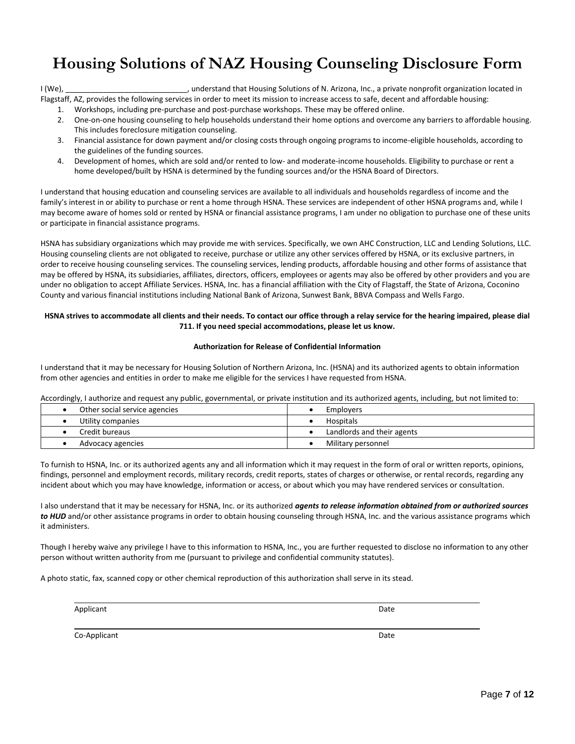# Housing Solutions of NAZ Housing Counseling Disclosure Form

I (We), _____________________________, understand that Housing Solutions of N. Arizona, Inc., a private nonprofit organization located in Flagstaff, AZ, provides the following services in order to meet its mission to increase access to safe, decent and affordable housing:

1. Workshops, including pre-purchase and post-purchase workshops. These may be offered online.
2. One-on-one housing counseling to help households understand their home options and overcome any barriers to affordable housing. This includes foreclosure mitigation counseling.
3. Financial assistance for down payment and/or closing costs through ongoing programs to income-eligible households, according to the guidelines of the funding sources.
4. Development of homes, which are sold and/or rented to low- and moderate-income households. Eligibility to purchase or rent a home developed/built by HSNA is determined by the funding sources and/or the HSNA Board of Directors.

I understand that housing education and counseling services are available to all individuals and households regardless of income and the family's interest in or ability to purchase or rent a home through HSNA. These services are independent of other HSNA programs and, while I may become aware of homes sold or rented by HSNA or financial assistance programs, I am under no obligation to purchase one of these units or participate in financial assistance programs.

HSNA has subsidiary organizations which may provide me with services. Specifically, we own AHC Construction, LLC and Lending Solutions, LLC. Housing counseling clients are not obligated to receive, purchase or utilize any other services offered by HSNA, or its exclusive partners, in order to receive housing counseling services. The counseling services, lending products, affordable housing and other forms of assistance that may be offered by HSNA, its subsidiaries, affiliates, directors, officers, employees or agents may also be offered by other providers and you are under no obligation to accept Affiliate Services. HSNA, Inc. has a financial affiliation with the City of Flagstaff, the State of Arizona, Coconino County and various financial institutions including National Bank of Arizona, Sunwest Bank, BBVA Compass and Wells Fargo.

**HSNA strives to accommodate all clients and their needs. To contact our office through a relay service for the hearing impaired, please dial 711. If you need special accommodations, please let us know.**

**Authorization for Release of Confidential Information**

I understand that it may be necessary for Housing Solution of Northern Arizona, Inc. (HSNA) and its authorized agents to obtain information from other agencies and entities in order to make me eligible for the services I have requested from HSNA.

Accordingly, I authorize and request any public, governmental, or private institution and its authorized agents, including, but not limited to:

| | |
|---|---|
| • Other social service agencies | • Employers |
| • Utility companies | • Hospitals |
| • Credit bureaus | • Landlords and their agents |
| • Advocacy agencies | • Military personnel |

To furnish to HSNA, Inc. or its authorized agents any and all information which it may request in the form of oral or written reports, opinions, findings, personnel and employment records, military records, credit reports, states of charges or otherwise, or rental records, regarding any incident about which you may have knowledge, information or access, or about which you may have rendered services or consultation.

I also understand that it may be necessary for HSNA, Inc. or its authorized ***agents to release information obtained from or authorized sources to HUD*** and/or other assistance programs in order to obtain housing counseling through HSNA, Inc. and the various assistance programs which it administers.

Though I hereby waive any privilege I have to this information to HSNA, Inc., you are further requested to disclose no information to any other person without written authority from me (pursuant to privilege and confidential community statutes).

A photo static, fax, scanned copy or other chemical reproduction of this authorization shall serve in its stead.

_______________________________________________
Applicant Date

_______________________________________________
Co-Applicant Date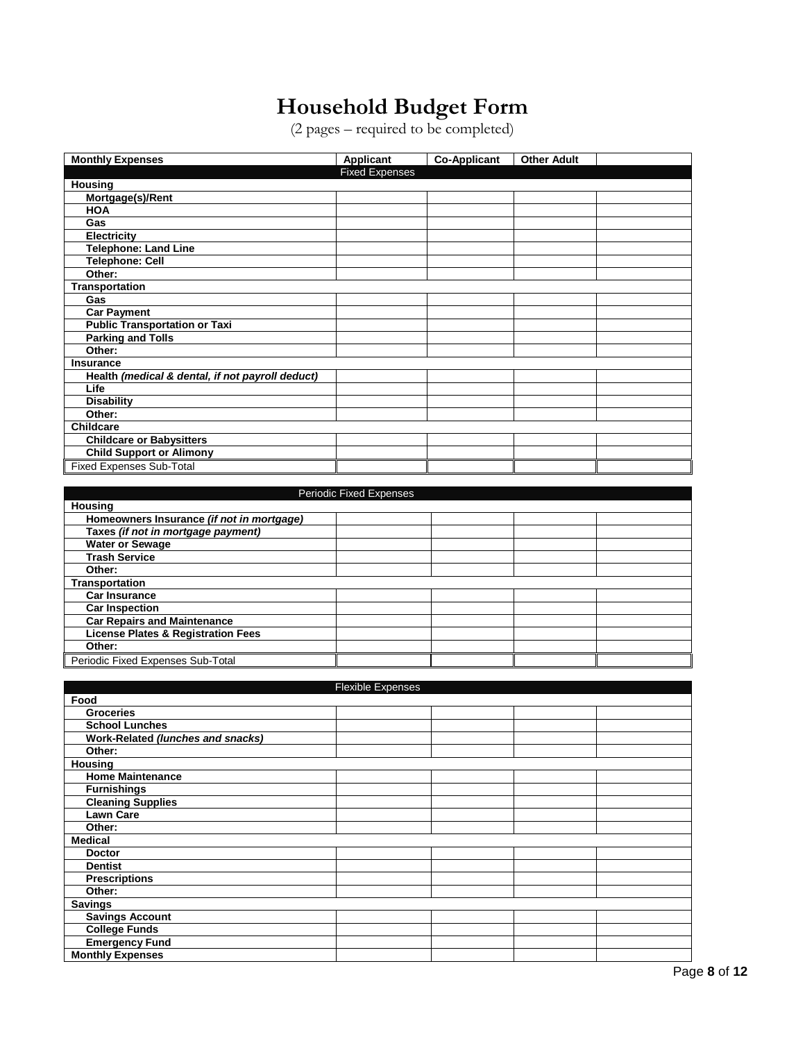# Household Budget Form

(2 pages – required to be completed)

| Monthly Expenses | Applicant | Co-Applicant | Other Adult | |
|---|---|---|---|---|
| Fixed Expenses | | | | |
| **Housing** | | | | |
| **Mortgage(s)/Rent** | | | | |
| **HOA** | | | | |
| **Gas** | | | | |
| **Electricity** | | | | |
| **Telephone: Land Line** | | | | |
| **Telephone: Cell** | | | | |
| **Other:** | | | | |
| **Transportation** | | | | |
| **Gas** | | | | |
| **Car Payment** | | | | |
| **Public Transportation or Taxi** | | | | |
| **Parking and Tolls** | | | | |
| **Other:** | | | | |
| **Insurance** | | | | |
| **Health** ***(medical & dental, if not payroll deduct)*** | | | | |
| **Life** | | | | |
| **Disability** | | | | |
| **Other:** | | | | |
| **Childcare** | | | | |
| **Childcare or Babysitters** | | | | |
| **Child Support or Alimony** | | | | |
| Fixed Expenses Sub-Total | | | | |

| Periodic Fixed Expenses | | | | |
|---|---|---|---|---|
| **Housing** | | | | |
| **Homeowners Insurance** ***(if not in mortgage)*** | | | | |
| **Taxes** ***(if not in mortgage payment)*** | | | | |
| **Water or Sewage** | | | | |
| **Trash Service** | | | | |
| **Other:** | | | | |
| **Transportation** | | | | |
| **Car Insurance** | | | | |
| **Car Inspection** | | | | |
| **Car Repairs and Maintenance** | | | | |
| **License Plates & Registration Fees** | | | | |
| **Other:** | | | | |
| Periodic Fixed Expenses Sub-Total | | | | |

| Flexible Expenses | | | | |
|---|---|---|---|---|
| **Food** | | | | |
| **Groceries** | | | | |
| **School Lunches** | | | | |
| **Work-Related** ***(lunches and snacks)*** | | | | |
| **Other:** | | | | |
| **Housing** | | | | |
| **Home Maintenance** | | | | |
| **Furnishings** | | | | |
| **Cleaning Supplies** | | | | |
| **Lawn Care** | | | | |
| **Other:** | | | | |
| **Medical** | | | | |
| **Doctor** | | | | |
| **Dentist** | | | | |
| **Prescriptions** | | | | |
| **Other:** | | | | |
| **Savings** | | | | |
| **Savings Account** | | | | |
| **College Funds** | | | | |
| **Emergency Fund** | | | | |
| **Monthly Expenses** | | | | |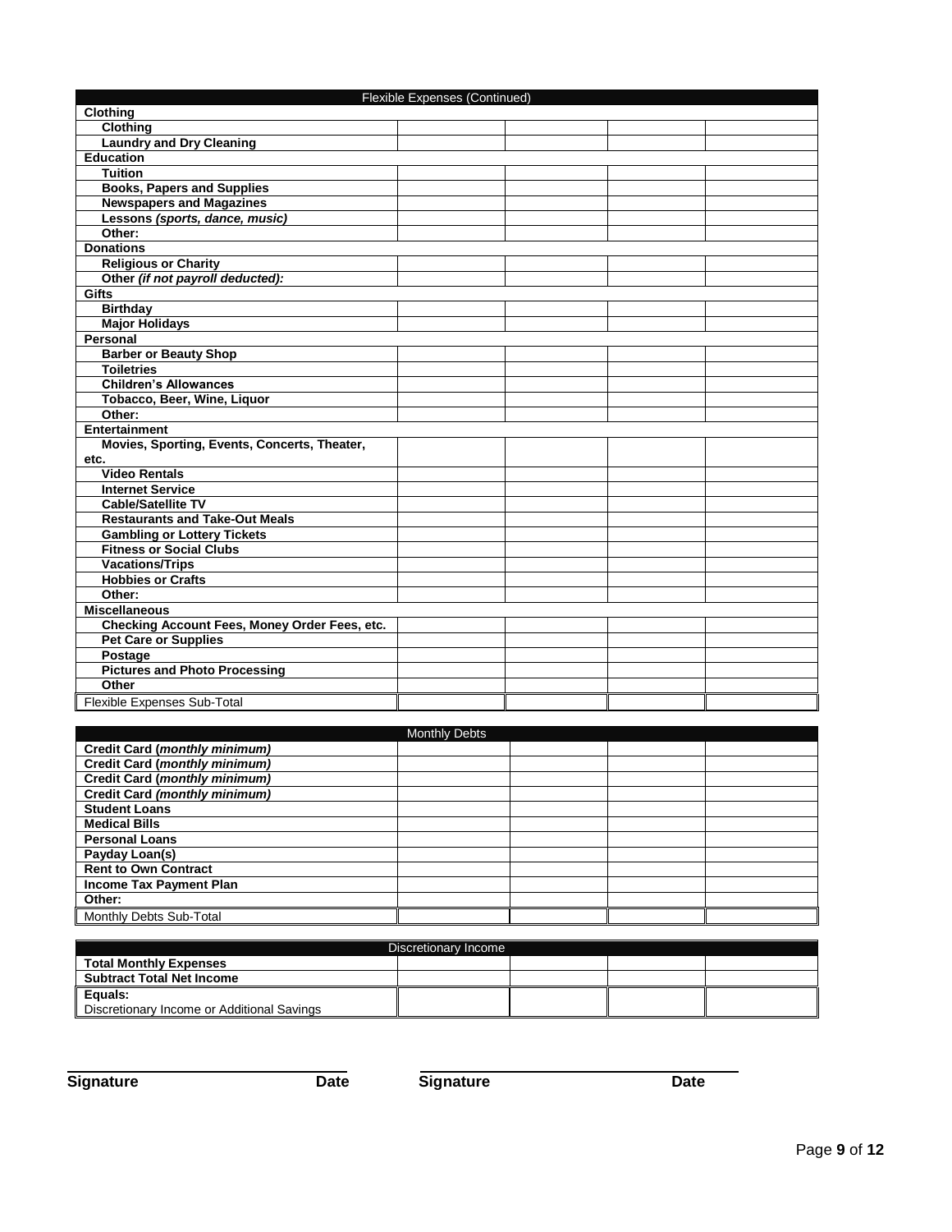| Flexible Expenses (Continued) | | | | |
|---|---|---|---|---|
| **Clothing** | | | | |
| **Clothing** | | | | |
| **Laundry and Dry Cleaning** | | | | |
| **Education** | | | | |
| **Tuition** | | | | |
| **Books, Papers and Supplies** | | | | |
| **Newspapers and Magazines** | | | | |
| **Lessons *(sports, dance, music)*** | | | | |
| **Other:** | | | | |
| **Donations** | | | | |
| **Religious or Charity** | | | | |
| **Other *(if not payroll deducted):*** | | | | |
| **Gifts** | | | | |
| **Birthday** | | | | |
| **Major Holidays** | | | | |
| **Personal** | | | | |
| **Barber or Beauty Shop** | | | | |
| **Toiletries** | | | | |
| **Children's Allowances** | | | | |
| **Tobacco, Beer, Wine, Liquor** | | | | |
| **Other:** | | | | |
| **Entertainment** | | | | |
| **Movies, Sporting, Events, Concerts, Theater, etc.** | | | | |
| **Video Rentals** | | | | |
| **Internet Service** | | | | |
| **Cable/Satellite TV** | | | | |
| **Restaurants and Take-Out Meals** | | | | |
| **Gambling or Lottery Tickets** | | | | |
| **Fitness or Social Clubs** | | | | |
| **Vacations/Trips** | | | | |
| **Hobbies or Crafts** | | | | |
| **Other:** | | | | |
| **Miscellaneous** | | | | |
| **Checking Account Fees, Money Order Fees, etc.** | | | | |
| **Pet Care or Supplies** | | | | |
| **Postage** | | | | |
| **Pictures and Photo Processing** | | | | |
| **Other** | | | | |
| Flexible Expenses Sub-Total | | | | |

| Monthly Debts | | | | |
|---|---|---|---|---|
| **Credit Card (*monthly minimum)*** | | | | |
| **Credit Card (*monthly minimum)*** | | | | |
| **Credit Card (*monthly minimum)*** | | | | |
| **Credit Card (*monthly minimum)*** | | | | |
| **Student Loans** | | | | |
| **Medical Bills** | | | | |
| **Personal Loans** | | | | |
| **Payday Loan(s)** | | | | |
| **Rent to Own Contract** | | | | |
| **Income Tax Payment Plan** | | | | |
| **Other:** | | | | |
| Monthly Debts Sub-Total | | | | |

| Discretionary Income | | | | |
|---|---|---|---|---|
| **Total Monthly Expenses** | | | | |
| **Subtract Total Net Income** | | | | |
| **Equals:** Discretionary Income or Additional Savings | | | | |

**Signature** **Date** **Signature** **Date**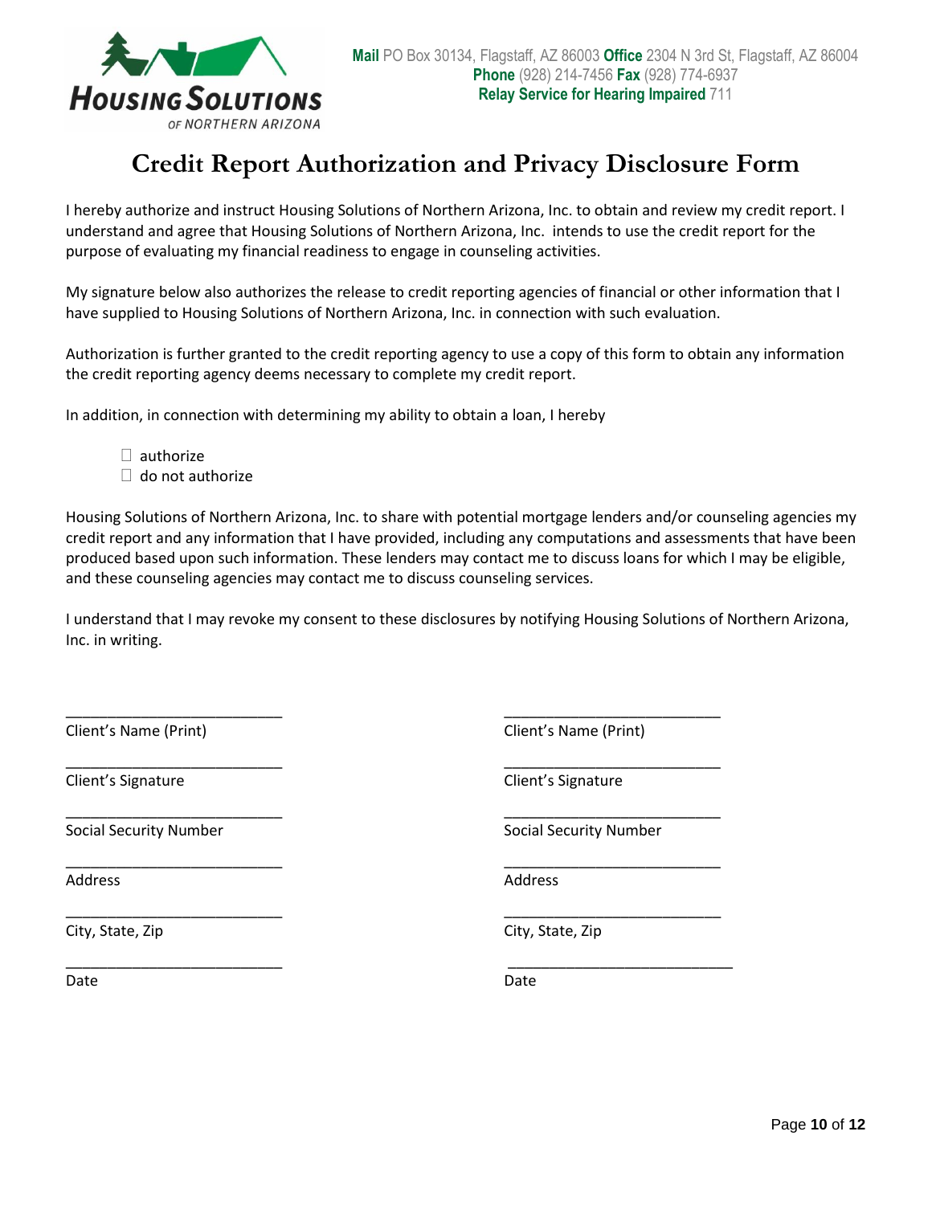HOUSING SOLUTIONS OF NORTHERN ARIZONA

**Mail** PO Box 30134, Flagstaff, AZ 86003 **Office** 2304 N 3rd St, Flagstaff, AZ 86004
**Phone** (928) 214-7456 **Fax** (928) 774-6937
**Relay Service for Hearing Impaired** 711

# Credit Report Authorization and Privacy Disclosure Form

I hereby authorize and instruct Housing Solutions of Northern Arizona, Inc. to obtain and review my credit report. I understand and agree that Housing Solutions of Northern Arizona, Inc. intends to use the credit report for the purpose of evaluating my financial readiness to engage in counseling activities.

My signature below also authorizes the release to credit reporting agencies of financial or other information that I have supplied to Housing Solutions of Northern Arizona, Inc. in connection with such evaluation.

Authorization is further granted to the credit reporting agency to use a copy of this form to obtain any information the credit reporting agency deems necessary to complete my credit report.

In addition, in connection with determining my ability to obtain a loan, I hereby

- ☐ authorize
- ☐ do not authorize

Housing Solutions of Northern Arizona, Inc. to share with potential mortgage lenders and/or counseling agencies my credit report and any information that I have provided, including any computations and assessments that have been produced based upon such information. These lenders may contact me to discuss loans for which I may be eligible, and these counseling agencies may contact me to discuss counseling services.

I understand that I may revoke my consent to these disclosures by notifying Housing Solutions of Northern Arizona, Inc. in writing.

| | |
|---|---|
| ___________________________ | ___________________________ |
| Client's Name (Print) | Client's Name (Print) |
| ___________________________ | ___________________________ |
| Client's Signature | Client's Signature |
| ___________________________ | ___________________________ |
| Social Security Number | Social Security Number |
| ___________________________ | ___________________________ |
| Address | Address |
| ___________________________ | ___________________________ |
| City, State, Zip | City, State, Zip |
| ___________________________ | ___________________________ |
| Date | Date |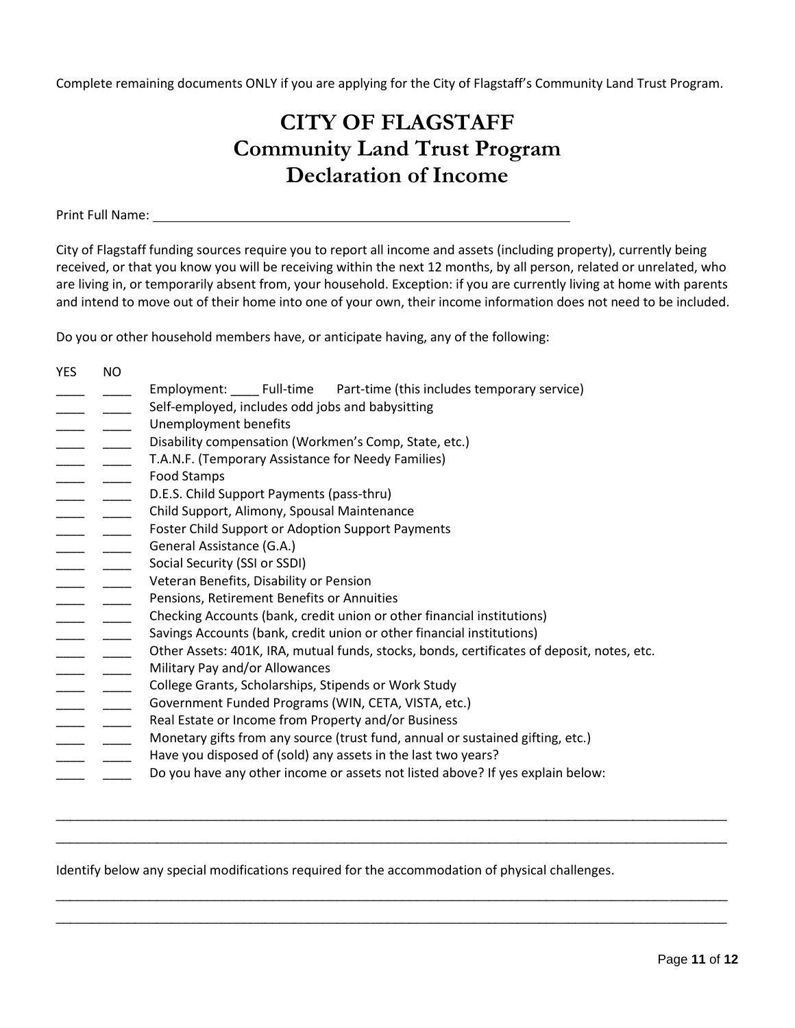Complete remaining documents ONLY if you are applying for the City of Flagstaff's Community Land Trust Program.

# CITY OF FLAGSTAFF
# Community Land Trust Program
# Declaration of Income

Print Full Name: ______________________________________________

City of Flagstaff funding sources require you to report all income and assets (including property), currently being received, or that you know you will be receiving within the next 12 months, by all person, related or unrelated, who are living in, or temporarily absent from, your household. Exception: if you are currently living at home with parents and intend to move out of their home into one of your own, their income information does not need to be included.

Do you or other household members have, or anticipate having, any of the following:

| YES | NO | |
|---|---|---|
| ____ | ____ | Employment: ____ Full-time  Part-time (this includes temporary service) |
| ____ | ____ | Self-employed, includes odd jobs and babysitting |
| ____ | ____ | Unemployment benefits |
| ____ | ____ | Disability compensation (Workmen's Comp, State, etc.) |
| ____ | ____ | T.A.N.F. (Temporary Assistance for Needy Families) |
| ____ | ____ | Food Stamps |
| ____ | ____ | D.E.S. Child Support Payments (pass-thru) |
| ____ | ____ | Child Support, Alimony, Spousal Maintenance |
| ____ | ____ | Foster Child Support or Adoption Support Payments |
| ____ | ____ | General Assistance (G.A.) |
| ____ | ____ | Social Security (SSI or SSDI) |
| ____ | ____ | Veteran Benefits, Disability or Pension |
| ____ | ____ | Pensions, Retirement Benefits or Annuities |
| ____ | ____ | Checking Accounts (bank, credit union or other financial institutions) |
| ____ | ____ | Savings Accounts (bank, credit union or other financial institutions) |
| ____ | ____ | Other Assets: 401K, IRA, mutual funds, stocks, bonds, certificates of deposit, notes, etc. |
| ____ | ____ | Military Pay and/or Allowances |
| ____ | ____ | College Grants, Scholarships, Stipends or Work Study |
| ____ | ____ | Government Funded Programs (WIN, CETA, VISTA, etc.) |
| ____ | ____ | Real Estate or Income from Property and/or Business |
| ____ | ____ | Monetary gifts from any source (trust fund, annual or sustained gifting, etc.) |
| ____ | ____ | Have you disposed of (sold) any assets in the last two years? |
| ____ | ____ | Do you have any other income or assets not listed above? If yes explain below: |

_______________________________________________________________________________________________

_______________________________________________________________________________________________

Identify below any special modifications required for the accommodation of physical challenges.

_______________________________________________________________________________________________

_______________________________________________________________________________________________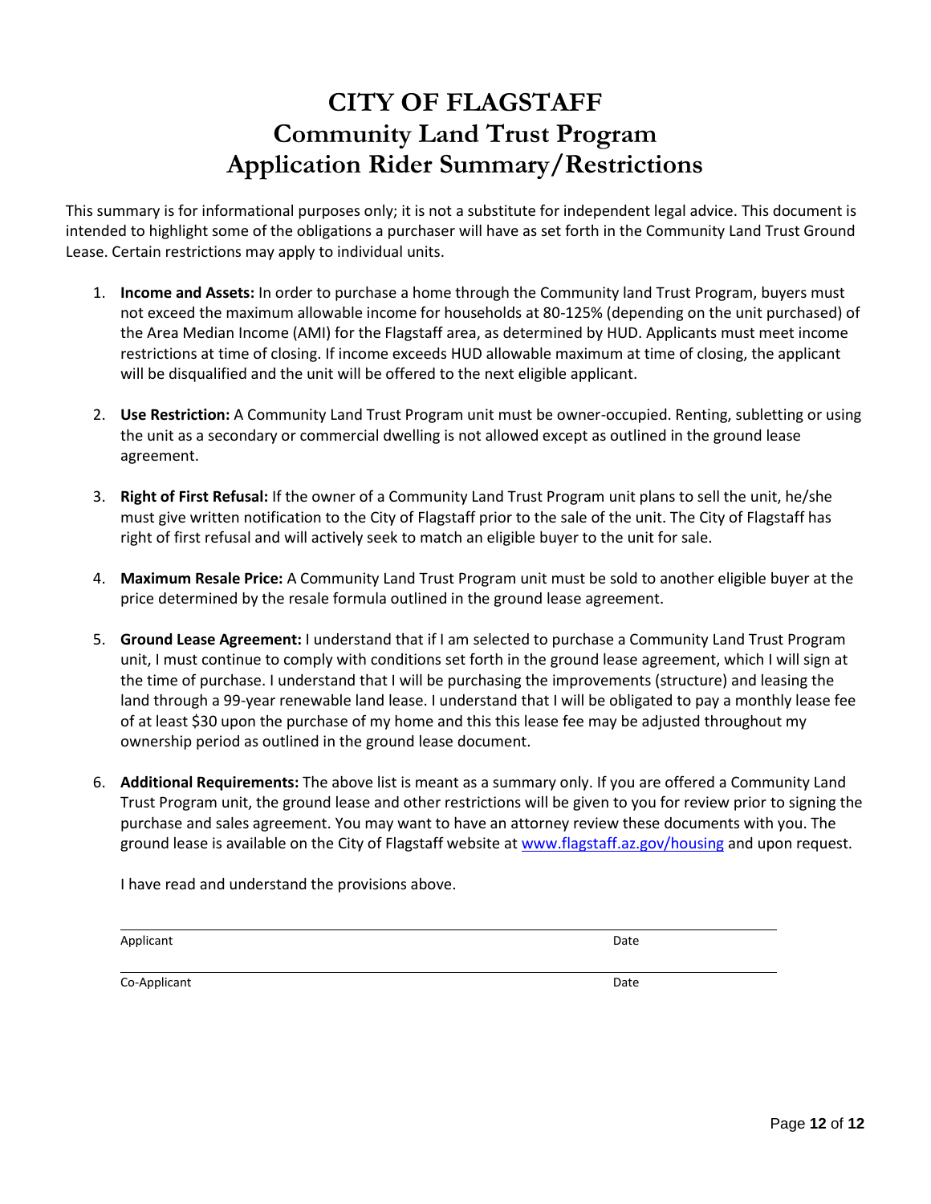# CITY OF FLAGSTAFF
## Community Land Trust Program
## Application Rider Summary/Restrictions

This summary is for informational purposes only; it is not a substitute for independent legal advice. This document is intended to highlight some of the obligations a purchaser will have as set forth in the Community Land Trust Ground Lease. Certain restrictions may apply to individual units.

1. **Income and Assets:** In order to purchase a home through the Community land Trust Program, buyers must not exceed the maximum allowable income for households at 80-125% (depending on the unit purchased) of the Area Median Income (AMI) for the Flagstaff area, as determined by HUD. Applicants must meet income restrictions at time of closing. If income exceeds HUD allowable maximum at time of closing, the applicant will be disqualified and the unit will be offered to the next eligible applicant.

2. **Use Restriction:** A Community Land Trust Program unit must be owner-occupied. Renting, subletting or using the unit as a secondary or commercial dwelling is not allowed except as outlined in the ground lease agreement.

3. **Right of First Refusal:** If the owner of a Community Land Trust Program unit plans to sell the unit, he/she must give written notification to the City of Flagstaff prior to the sale of the unit. The City of Flagstaff has right of first refusal and will actively seek to match an eligible buyer to the unit for sale.

4. **Maximum Resale Price:** A Community Land Trust Program unit must be sold to another eligible buyer at the price determined by the resale formula outlined in the ground lease agreement.

5. **Ground Lease Agreement:** I understand that if I am selected to purchase a Community Land Trust Program unit, I must continue to comply with conditions set forth in the ground lease agreement, which I will sign at the time of purchase. I understand that I will be purchasing the improvements (structure) and leasing the land through a 99-year renewable land lease. I understand that I will be obligated to pay a monthly lease fee of at least $30 upon the purchase of my home and this this lease fee may be adjusted throughout my ownership period as outlined in the ground lease document.

6. **Additional Requirements:** The above list is meant as a summary only. If you are offered a Community Land Trust Program unit, the ground lease and other restrictions will be given to you for review prior to signing the purchase and sales agreement. You may want to have an attorney review these documents with you. The ground lease is available on the City of Flagstaff website at www.flagstaff.az.gov/housing and upon request.

I have read and understand the provisions above.

______________________________________________________________

Applicant Date

______________________________________________________________

Co-Applicant Date